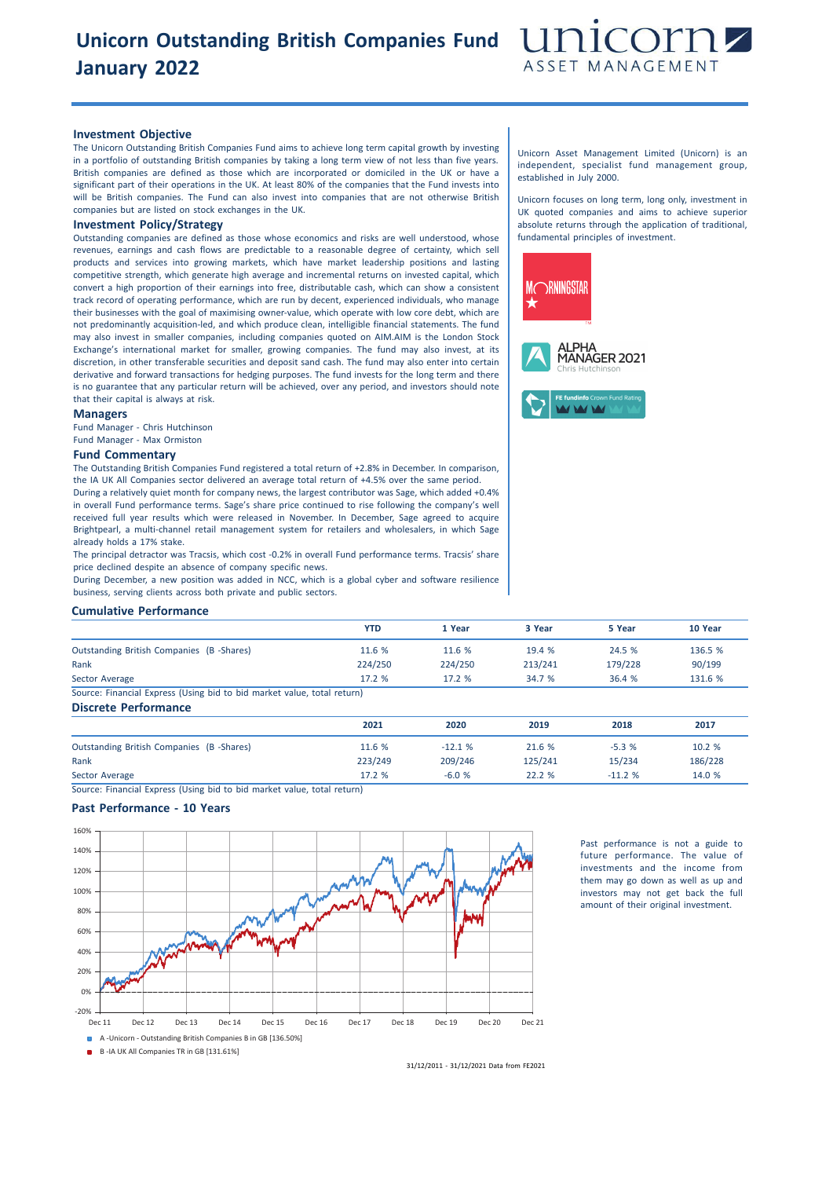# Unicorn Outstanding British Companies Fund January 2022

unicorn ASSET MANAGEMENT

## Investment Objective

The Unicorn Outstanding British Companies Fund aims to achieve long term capital growth by investing in a portfolio of outstanding British companies by taking a long term view of not less than five years. British companies are defined as those which are incorporated or domiciled in the UK or have a significant part of their operations in the UK. At least 80% of the companies that the Fund invests into will be British companies. The Fund can also invest into companies that are not otherwise British companies but are listed on stock exchanges in the UK.

## Investment Policy/Strategy

Outstanding companies are defined as those whose economics and risks are well understood, whose revenues, earnings and cash flows are predictable to a reasonable degree of certainty, which sell products and services into growing markets, which have market leadership positions and lasting competitive strength, which generate high average and incremental returns on invested capital, which convert a high proportion of their earnings into free, distributable cash, which can show a consistent track record of operating performance, which are run by decent, experienced individuals, who manage their businesses with the goal of maximising owner-value, which operate with low core debt, which are not predominantly acquisition-led, and which produce clean, intelligible financial statements. The fund may also invest in smaller companies, including companies quoted on AIM.AIM is the London Stock Exchange's international market for smaller, growing companies. The fund may also invest, at its discretion, in other transferable securities and deposit sand cash. The fund may also enter into certain derivative and forward transactions for hedging purposes. The fund invests for the long term and there is no guarantee that any particular return will be achieved, over any period, and investors should note that their capital is always at risk.

## Managers

Fund Manager - Chris Hutchinson

Fund Manager - Max Ormiston

## Fund Commentary

The Outstanding British Companies Fund registered a total return of +2.8% in December. In comparison, the IA UK All Companies sector delivered an average total return of +4.5% over the same period.

During a relatively quiet month for company news, the largest contributor was Sage, which added +0.4% in overall Fund performance terms. Sage's share price continued to rise following the company's well received full year results which were released in November. In December, Sage agreed to acquire Brightpearl, a multi-channel retail management system for retailers and wholesalers, in which Sage already holds a 17% stake.

The principal detractor was Tracsis, which cost -0.2% in overall Fund performance terms. Tracsis' share price declined despite an absence of company specific news.

During December, a new position was added in NCC, which is a global cyber and software resilience business, serving clients across both private and public sectors.

Unicorn Asset Management Limited (Unicorn) is an independent, specialist fund management group, established in July 2000.

Unicorn focuses on long term, long only, investment in UK quoted companies and aims to achieve superior absolute returns through the application of traditional, fundamental principles of investment.

MORNINGSTAR ★

ALPHA MANAGER 2021 Chris Hutchinson

FE fundinfo Crown Fund Rating

## Cumulative Performance

| | YTD | 1 Year | 3 Year | 5 Year | 10 Year |
|---|---|---|---|---|---|
| Outstanding British Companies (B -Shares) | 11.6 % | 11.6 % | 19.4 % | 24.5 % | 136.5 % |
| Rank | 224/250 | 224/250 | 213/241 | 179/228 | 90/199 |
| Sector Average | 17.2 % | 17.2 % | 34.7 % | 36.4 % | 131.6 % |

Source: Financial Express (Using bid to bid market value, total return)

## Discrete Performance

| | 2021 | 2020 | 2019 | 2018 | 2017 |
|---|---|---|---|---|---|
| Outstanding British Companies (B -Shares) | 11.6 % | -12.1 % | 21.6 % | -5.3 % | 10.2 % |
| Rank | 223/249 | 209/246 | 125/241 | 15/234 | 186/228 |
| Sector Average | 17.2 % | -6.0 % | 22.2 % | -11.2 % | 14.0 % |

Source: Financial Express (Using bid to bid market value, total return)

## Past Performance - 10 Years

A -Unicorn - Outstanding British Companies B in GB [136.50%]

B -IA UK All Companies TR in GB [131.61%]

31/12/2011 - 31/12/2021 Data from FE2021

Past performance is not a guide to future performance. The value of investments and the income from them may go down as well as up and investors may not get back the full amount of their original investment.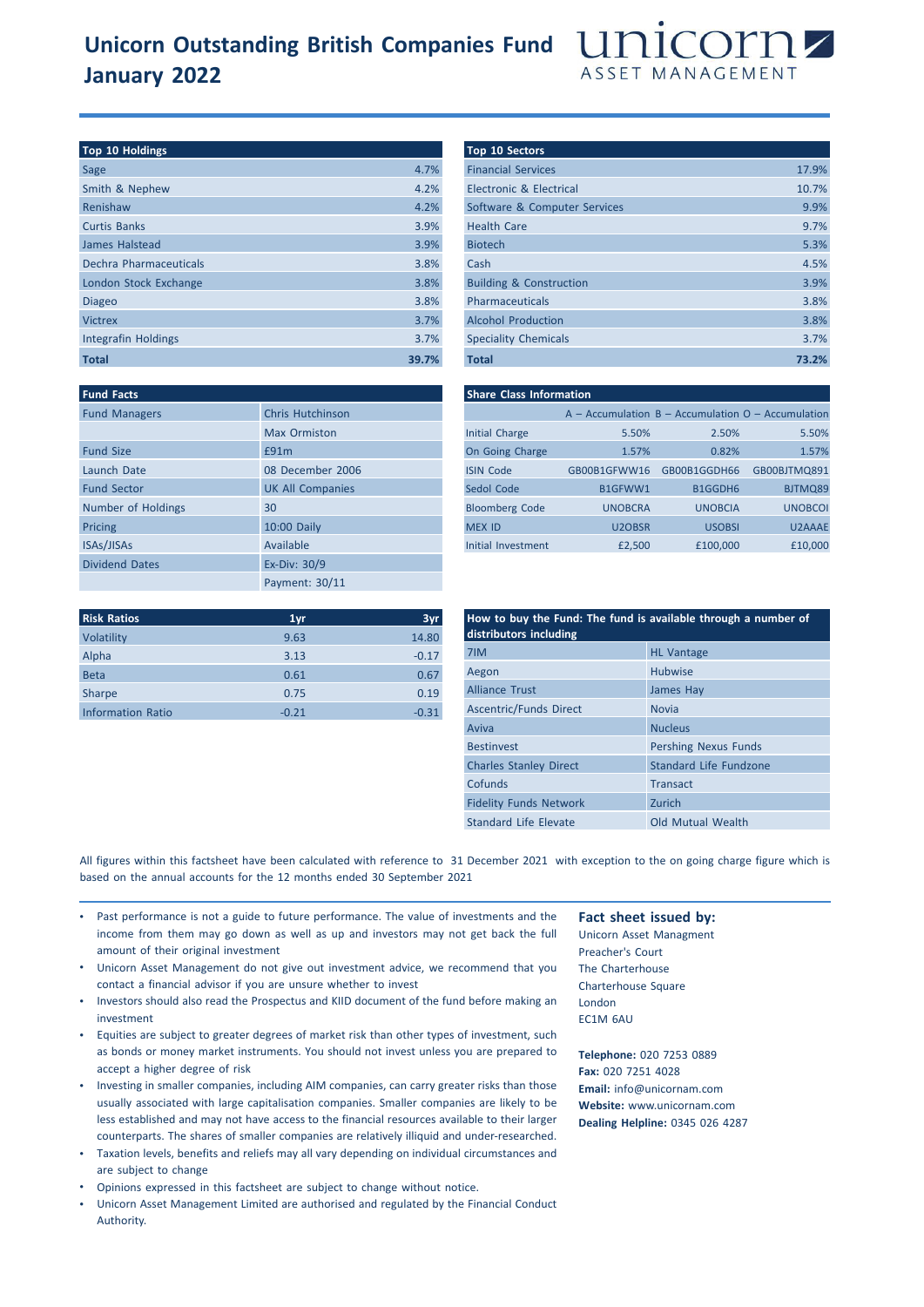# Unicorn Outstanding British Companies Fund January 2022

unicorn ASSET MANAGEMENT

| Top 10 Holdings | |
|---|---|
| Sage | 4.7% |
| Smith & Nephew | 4.2% |
| Renishaw | 4.2% |
| Curtis Banks | 3.9% |
| James Halstead | 3.9% |
| Dechra Pharmaceuticals | 3.8% |
| London Stock Exchange | 3.8% |
| Diageo | 3.8% |
| Victrex | 3.7% |
| Integrafin Holdings | 3.7% |
| **Total** | **39.7%** |

| Top 10 Sectors | |
|---|---|
| Financial Services | 17.9% |
| Electronic & Electrical | 10.7% |
| Software & Computer Services | 9.9% |
| Health Care | 9.7% |
| Biotech | 5.3% |
| Cash | 4.5% |
| Building & Construction | 3.9% |
| Pharmaceuticals | 3.8% |
| Alcohol Production | 3.8% |
| Speciality Chemicals | 3.7% |
| **Total** | **73.2%** |

| Fund Facts | |
|---|---|
| Fund Managers | Chris Hutchinson |
| | Max Ormiston |
| Fund Size | £91m |
| Launch Date | 08 December 2006 |
| Fund Sector | UK All Companies |
| Number of Holdings | 30 |
| Pricing | 10:00 Daily |
| ISAs/JISAs | Available |
| Dividend Dates | Ex-Div: 30/9 |
| | Payment: 30/11 |

| Share Class Information | A – Accumulation | B – Accumulation | O – Accumulation |
|---|---|---|---|
| Initial Charge | 5.50% | 2.50% | 5.50% |
| On Going Charge | 1.57% | 0.82% | 1.57% |
| ISIN Code | GB00B1GFWW16 | GB00B1GGDH66 | GB00BJTMQ891 |
| Sedol Code | B1GFWW1 | B1GGDH6 | BJTMQ89 |
| Bloomberg Code | UNOBCRA | UNOBCIA | UNOBCOI |
| MEX ID | U2OBSR | USOBSI | U2AAAE |
| Initial Investment | £2,500 | £100,000 | £10,000 |

| Risk Ratios | 1yr | 3yr |
|---|---|---|
| Volatility | 9.63 | 14.80 |
| Alpha | 3.13 | -0.17 |
| Beta | 0.61 | 0.67 |
| Sharpe | 0.75 | 0.19 |
| Information Ratio | -0.21 | -0.31 |

| How to buy the Fund: The fund is available through a number of distributors including | |
|---|---|
| 7IM | HL Vantage |
| Aegon | Hubwise |
| Alliance Trust | James Hay |
| Ascentric/Funds Direct | Novia |
| Aviva | Nucleus |
| Bestinvest | Pershing Nexus Funds |
| Charles Stanley Direct | Standard Life Fundzone |
| Cofunds | Transact |
| Fidelity Funds Network | Zurich |
| Standard Life Elevate | Old Mutual Wealth |

All figures within this factsheet have been calculated with reference to 31 December 2021 with exception to the on going charge figure which is based on the annual accounts for the 12 months ended 30 September 2021

- Past performance is not a guide to future performance. The value of investments and the income from them may go down as well as up and investors may not get back the full amount of their original investment
- Unicorn Asset Management do not give out investment advice, we recommend that you contact a financial advisor if you are unsure whether to invest
- Investors should also read the Prospectus and KIID document of the fund before making an investment
- Equities are subject to greater degrees of market risk than other types of investment, such as bonds or money market instruments. You should not invest unless you are prepared to accept a higher degree of risk
- Investing in smaller companies, including AIM companies, can carry greater risks than those usually associated with large capitalisation companies. Smaller companies are likely to be less established and may not have access to the financial resources available to their larger counterparts. The shares of smaller companies are relatively illiquid and under-researched.
- Taxation levels, benefits and reliefs may all vary depending on individual circumstances and are subject to change
- Opinions expressed in this factsheet are subject to change without notice.
- Unicorn Asset Management Limited are authorised and regulated by the Financial Conduct Authority.

**Fact sheet issued by:**

Unicorn Asset Managment
Preacher's Court
The Charterhouse
Charterhouse Square
London
EC1M 6AU

**Telephone:** 020 7253 0889
**Fax:** 020 7251 4028
**Email:** info@unicornam.com
**Website:** www.unicornam.com
**Dealing Helpline:** 0345 026 4287